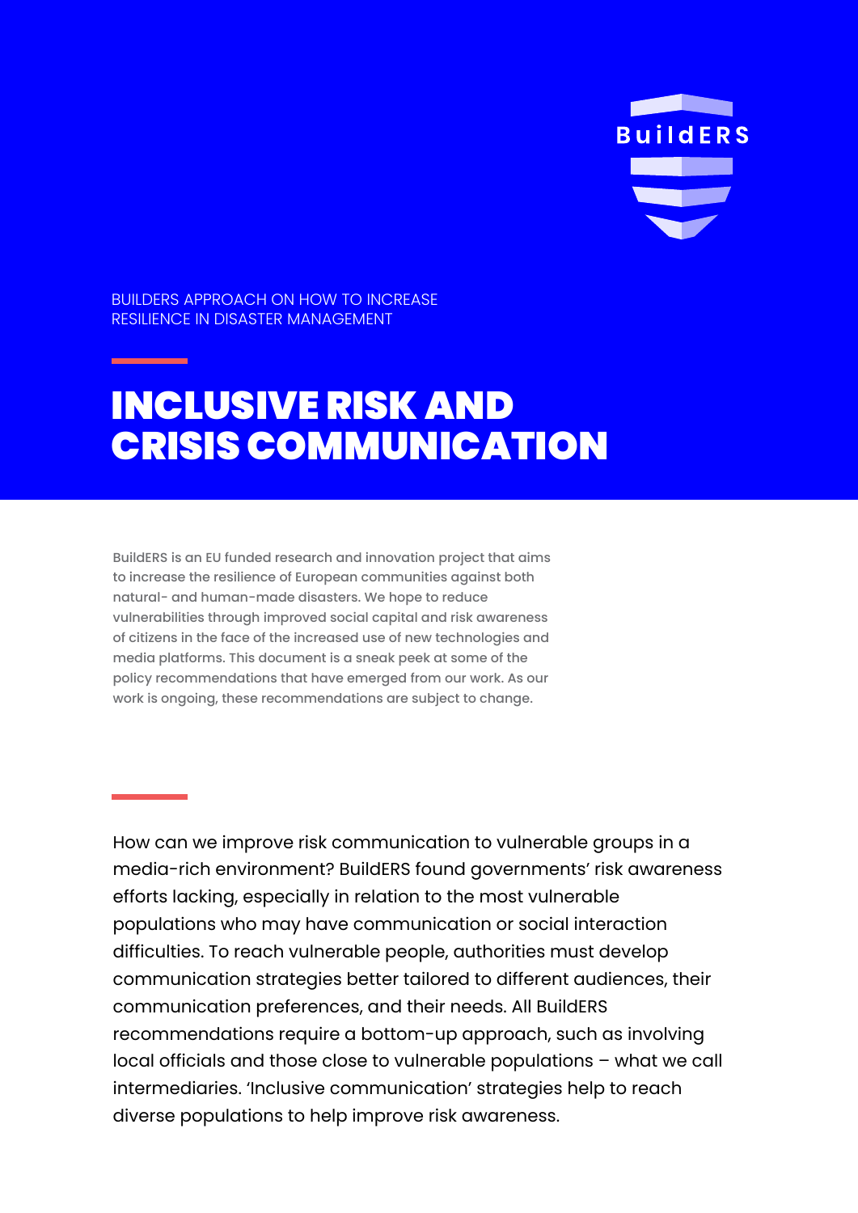BuildERS

BUILDERS APPROACH ON HOW TO INCREASE RESILIENCE IN DISASTER MANAGEMENT

# INCLUSIVE RISK AND CRISIS COMMUNICATION

BuildERS is an EU funded research and innovation project that aims to increase the resilience of European communities against both natural- and human-made disasters. We hope to reduce vulnerabilities through improved social capital and risk awareness of citizens in the face of the increased use of new technologies and media platforms. This document is a sneak peek at some of the policy recommendations that have emerged from our work. As our work is ongoing, these recommendations are subject to change.

How can we improve risk communication to vulnerable groups in a media-rich environment? BuildERS found governments' risk awareness efforts lacking, especially in relation to the most vulnerable populations who may have communication or social interaction difficulties. To reach vulnerable people, authorities must develop communication strategies better tailored to different audiences, their communication preferences, and their needs. All BuildERS recommendations require a bottom-up approach, such as involving local officials and those close to vulnerable populations – what we call intermediaries. 'Inclusive communication' strategies help to reach diverse populations to help improve risk awareness.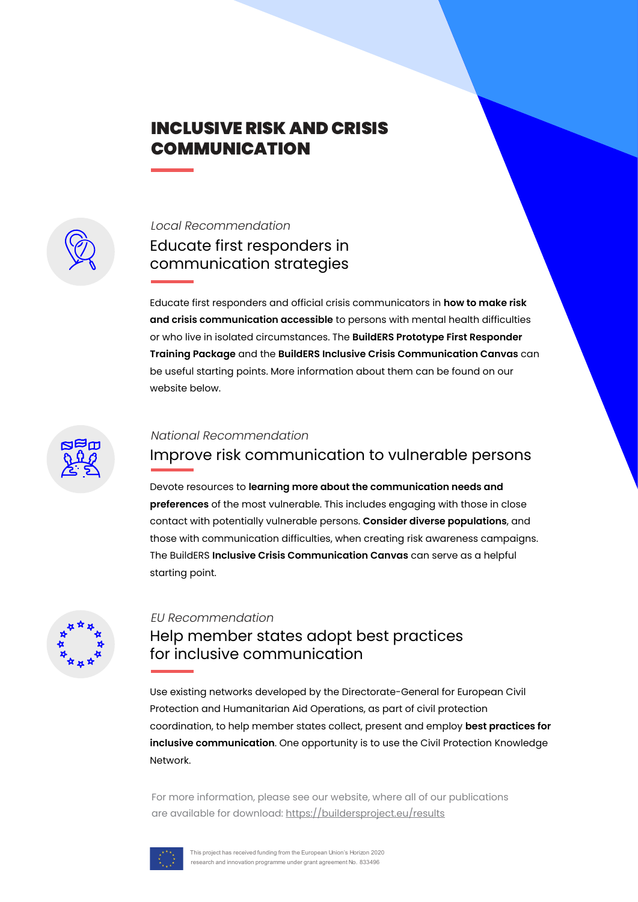# INCLUSIVE RISK AND CRISIS COMMUNICATION

*Local Recommendation*

## Educate first responders in communication strategies

Educate first responders and official crisis communicators in **how to make risk and crisis communication accessible** to persons with mental health difficulties or who live in isolated circumstances. The **BuildERS Prototype First Responder Training Package** and the **BuildERS Inclusive Crisis Communication Canvas** can be useful starting points. More information about them can be found on our website below.

*National Recommendation*

## Improve risk communication to vulnerable persons

Devote resources to **learning more about the communication needs and preferences** of the most vulnerable. This includes engaging with those in close contact with potentially vulnerable persons. **Consider diverse populations**, and those with communication difficulties, when creating risk awareness campaigns. The BuildERS **Inclusive Crisis Communication Canvas** can serve as a helpful starting point.

*EU Recommendation*

## Help member states adopt best practices for inclusive communication

Use existing networks developed by the Directorate-General for European Civil Protection and Humanitarian Aid Operations, as part of civil protection coordination, to help member states collect, present and employ **best practices for inclusive communication**. One opportunity is to use the Civil Protection Knowledge Network.

For more information, please see our website, where all of our publications are available for download: https://buildersproject.eu/results

This project has received funding from the European Union's Horizon 2020 research and innovation programme under grant agreement No. 833496